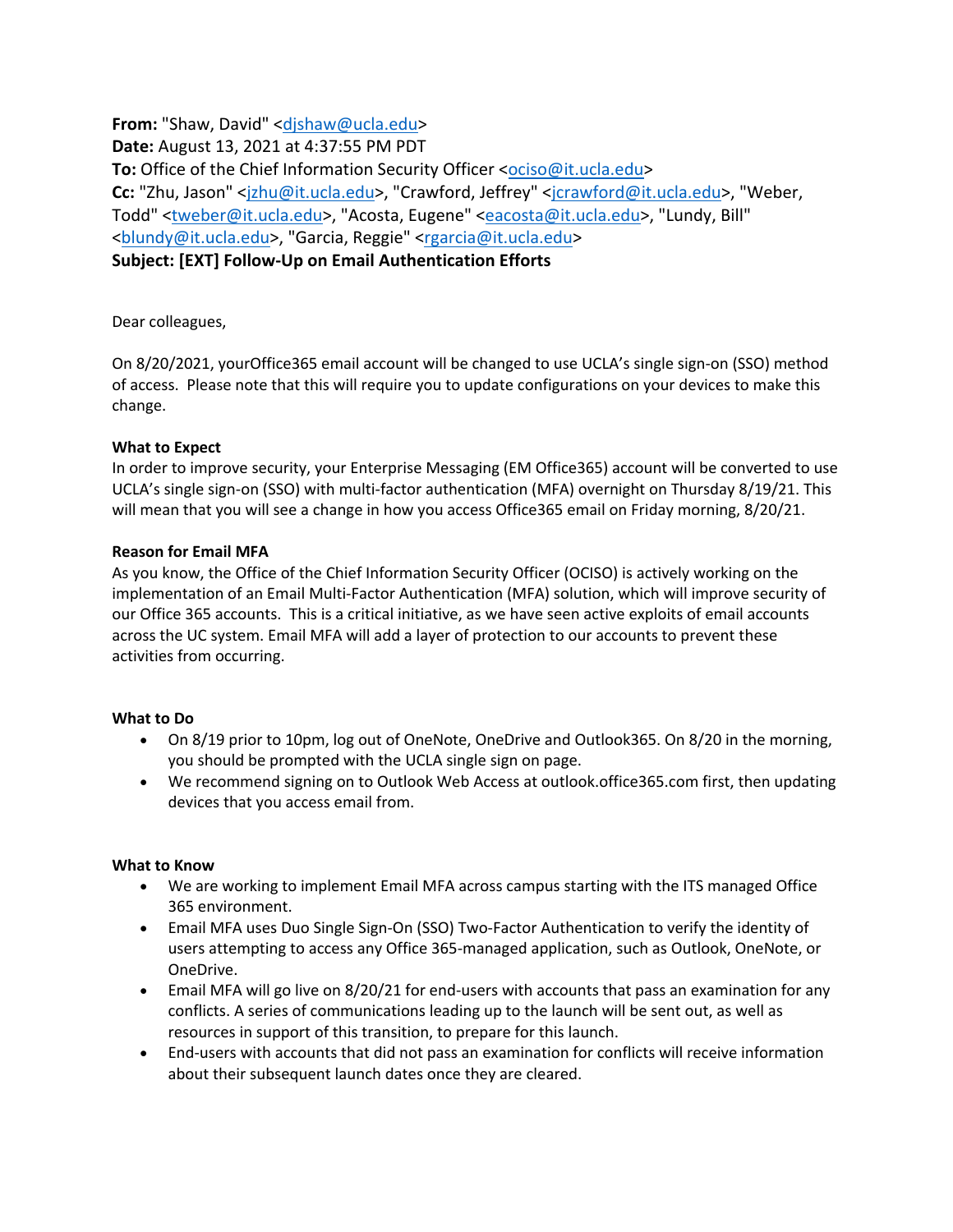**From:** "Shaw, David" <djshaw@ucla.edu>
**Date:** August 13, 2021 at 4:37:55 PM PDT
**To:** Office of the Chief Information Security Officer <ociso@it.ucla.edu>
**Cc:** "Zhu, Jason" <jzhu@it.ucla.edu>, "Crawford, Jeffrey" <jcrawford@it.ucla.edu>, "Weber, Todd" <tweber@it.ucla.edu>, "Acosta, Eugene" <eacosta@it.ucla.edu>, "Lundy, Bill" <blundy@it.ucla.edu>, "Garcia, Reggie" <rgarcia@it.ucla.edu>
**Subject: [EXT] Follow-Up on Email Authentication Efforts**

Dear colleagues,

On 8/20/2021, yourOffice365 email account will be changed to use UCLA's single sign-on (SSO) method of access. Please note that this will require you to update configurations on your devices to make this change.

**What to Expect**
In order to improve security, your Enterprise Messaging (EM Office365) account will be converted to use UCLA's single sign-on (SSO) with multi-factor authentication (MFA) overnight on Thursday 8/19/21. This will mean that you will see a change in how you access Office365 email on Friday morning, 8/20/21.

**Reason for Email MFA**
As you know, the Office of the Chief Information Security Officer (OCISO) is actively working on the implementation of an Email Multi-Factor Authentication (MFA) solution, which will improve security of our Office 365 accounts. This is a critical initiative, as we have seen active exploits of email accounts across the UC system. Email MFA will add a layer of protection to our accounts to prevent these activities from occurring.

**What to Do**

- On 8/19 prior to 10pm, log out of OneNote, OneDrive and Outlook365. On 8/20 in the morning, you should be prompted with the UCLA single sign on page.
- We recommend signing on to Outlook Web Access at outlook.office365.com first, then updating devices that you access email from.

**What to Know**

- We are working to implement Email MFA across campus starting with the ITS managed Office 365 environment.
- Email MFA uses Duo Single Sign-On (SSO) Two-Factor Authentication to verify the identity of users attempting to access any Office 365-managed application, such as Outlook, OneNote, or OneDrive.
- Email MFA will go live on 8/20/21 for end-users with accounts that pass an examination for any conflicts. A series of communications leading up to the launch will be sent out, as well as resources in support of this transition, to prepare for this launch.
- End-users with accounts that did not pass an examination for conflicts will receive information about their subsequent launch dates once they are cleared.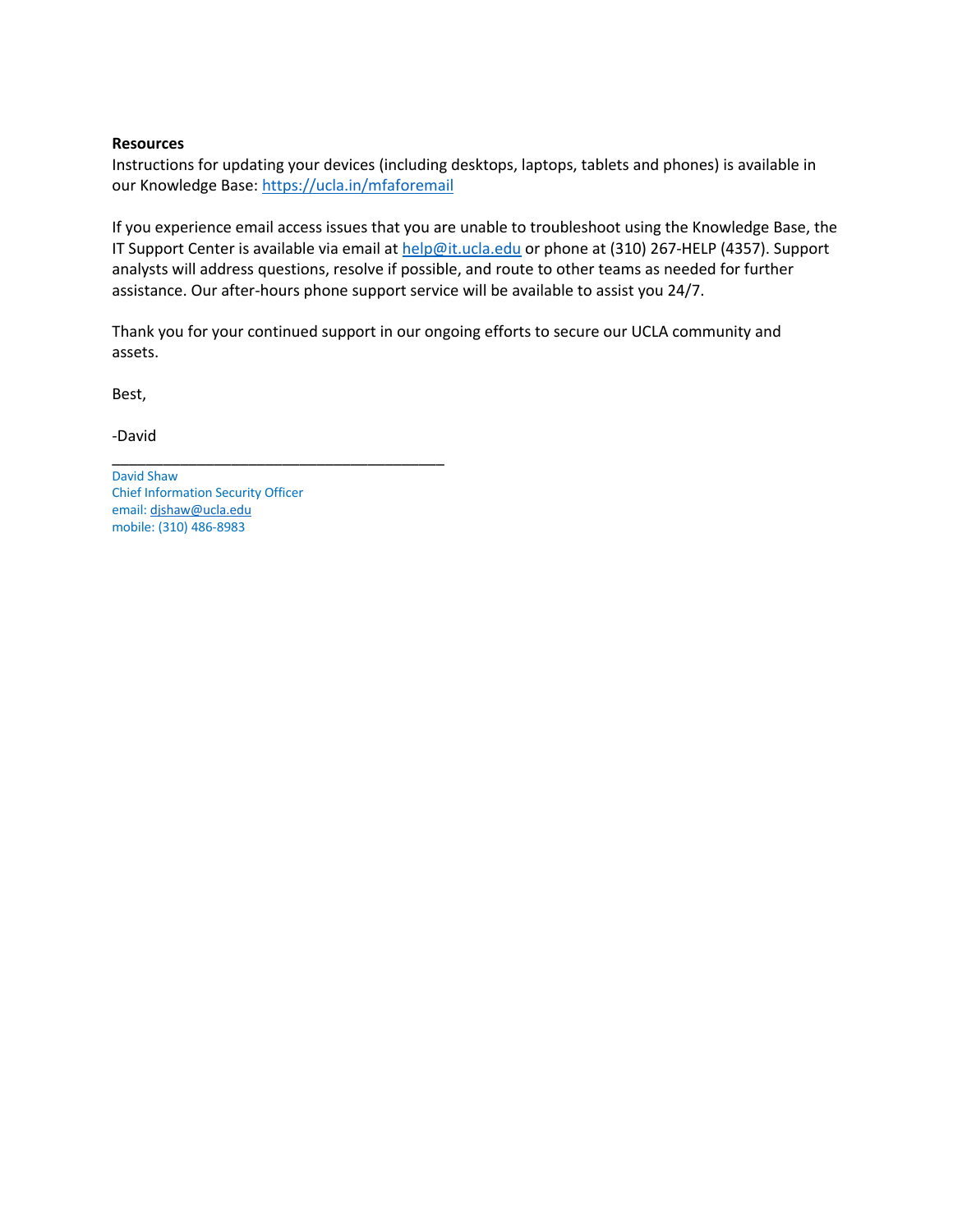**Resources**

Instructions for updating your devices (including desktops, laptops, tablets and phones) is available in our Knowledge Base: https://ucla.in/mfaforemail

If you experience email access issues that you are unable to troubleshoot using the Knowledge Base, the IT Support Center is available via email at help@it.ucla.edu or phone at (310) 267-HELP (4357). Support analysts will address questions, resolve if possible, and route to other teams as needed for further assistance. Our after-hours phone support service will be available to assist you 24/7.

Thank you for your continued support in our ongoing efforts to secure our UCLA community and assets.

Best,

-David

---

David Shaw
Chief Information Security Officer
email: djshaw@ucla.edu
mobile: (310) 486-8983